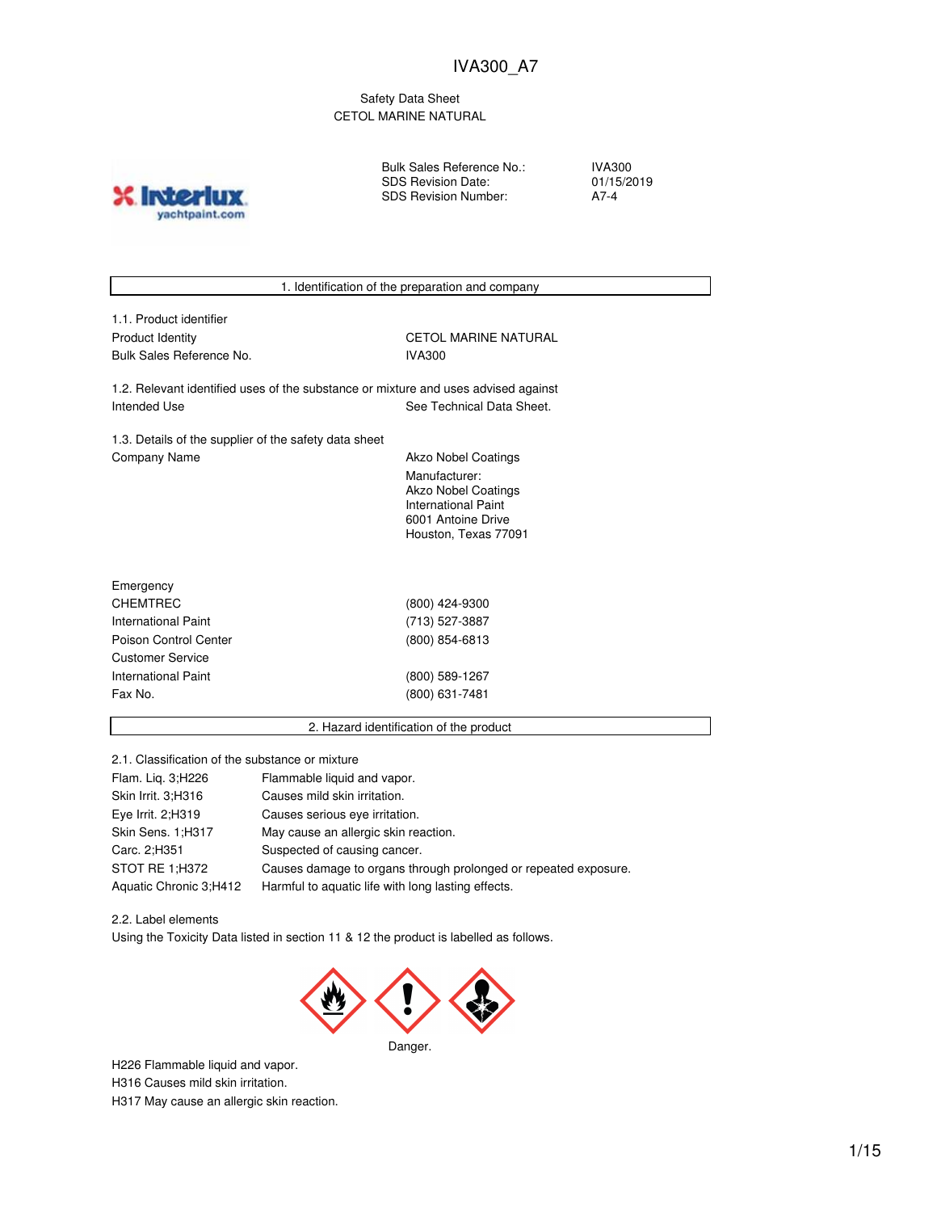IVA300_A7

Safety Data Sheet
CETOL MARINE NATURAL

| | |
|---|---|
| Bulk Sales Reference No.: | IVA300 |
| SDS Revision Date: | 01/15/2019 |
| SDS Revision Number: | A7-4 |

## 1. Identification of the preparation and company

1.1. Product identifier

| | |
|---|---|
| Product Identity | CETOL MARINE NATURAL |
| Bulk Sales Reference No. | IVA300 |

1.2. Relevant identified uses of the substance or mixture and uses advised against

| | |
|---|---|
| Intended Use | See Technical Data Sheet. |

1.3. Details of the supplier of the safety data sheet

Company Name: Akzo Nobel Coatings

Manufacturer:
Akzo Nobel Coatings
International Paint
6001 Antoine Drive
Houston, Texas 77091

Emergency

| | |
|---|---|
| CHEMTREC | (800) 424-9300 |
| International Paint | (713) 527-3887 |
| Poison Control Center | (800) 854-6813 |

Customer Service

| | |
|---|---|
| International Paint | (800) 589-1267 |
| Fax No. | (800) 631-7481 |

## 2. Hazard identification of the product

2.1. Classification of the substance or mixture

| | |
|---|---|
| Flam. Liq. 3;H226 | Flammable liquid and vapor. |
| Skin Irrit. 3;H316 | Causes mild skin irritation. |
| Eye Irrit. 2;H319 | Causes serious eye irritation. |
| Skin Sens. 1;H317 | May cause an allergic skin reaction. |
| Carc. 2;H351 | Suspected of causing cancer. |
| STOT RE 1;H372 | Causes damage to organs through prolonged or repeated exposure. |
| Aquatic Chronic 3;H412 | Harmful to aquatic life with long lasting effects. |

2.2. Label elements

Using the Toxicity Data listed in section 11 & 12 the product is labelled as follows.

Danger.

H226 Flammable liquid and vapor.
H316 Causes mild skin irritation.
H317 May cause an allergic skin reaction.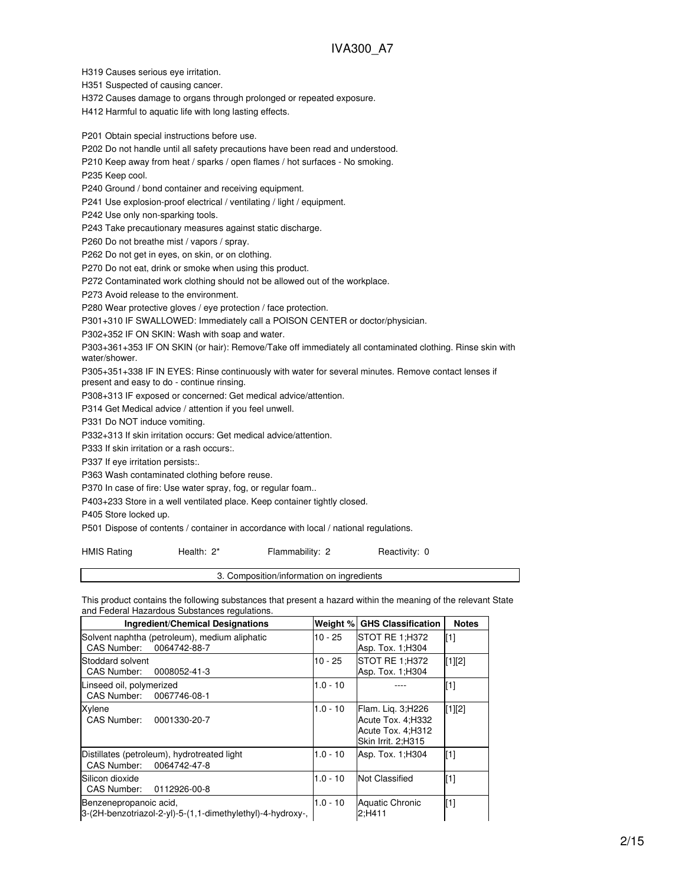H319 Causes serious eye irritation.

H351 Suspected of causing cancer.

H372 Causes damage to organs through prolonged or repeated exposure.

H412 Harmful to aquatic life with long lasting effects.

P201 Obtain special instructions before use.

P202 Do not handle until all safety precautions have been read and understood.

P210 Keep away from heat / sparks / open flames / hot surfaces - No smoking.

P235 Keep cool.

P240 Ground / bond container and receiving equipment.

P241 Use explosion-proof electrical / ventilating / light / equipment.

P242 Use only non-sparking tools.

P243 Take precautionary measures against static discharge.

P260 Do not breathe mist / vapors / spray.

P262 Do not get in eyes, on skin, or on clothing.

P270 Do not eat, drink or smoke when using this product.

P272 Contaminated work clothing should not be allowed out of the workplace.

P273 Avoid release to the environment.

P280 Wear protective gloves / eye protection / face protection.

P301+310 IF SWALLOWED: Immediately call a POISON CENTER or doctor/physician.

P302+352 IF ON SKIN: Wash with soap and water.

P303+361+353 IF ON SKIN (or hair): Remove/Take off immediately all contaminated clothing. Rinse skin with water/shower.

P305+351+338 IF IN EYES: Rinse continuously with water for several minutes. Remove contact lenses if present and easy to do - continue rinsing.

P308+313 IF exposed or concerned: Get medical advice/attention.

P314 Get Medical advice / attention if you feel unwell.

P331 Do NOT induce vomiting.

P332+313 If skin irritation occurs: Get medical advice/attention.

P333 If skin irritation or a rash occurs:.

P337 If eye irritation persists:.

P363 Wash contaminated clothing before reuse.

P370 In case of fire: Use water spray, fog, or regular foam..

P403+233 Store in a well ventilated place. Keep container tightly closed.

P405 Store locked up.

P501 Dispose of contents / container in accordance with local / national regulations.

HMIS Rating Health: 2* Flammability: 2 Reactivity: 0

## 3. Composition/information on ingredients

This product contains the following substances that present a hazard within the meaning of the relevant State and Federal Hazardous Substances regulations.

| Ingredient/Chemical Designations | Weight % | GHS Classification | Notes |
|---|---|---|---|
| Solvent naphtha (petroleum), medium aliphatic<br>CAS Number: 0064742-88-7 | 10 - 25 | STOT RE 1;H372<br>Asp. Tox. 1;H304 | [1] |
| Stoddard solvent<br>CAS Number: 0008052-41-3 | 10 - 25 | STOT RE 1;H372<br>Asp. Tox. 1;H304 | [1][2] |
| Linseed oil, polymerized<br>CAS Number: 0067746-08-1 | 1.0 - 10 | ---- | [1] |
| Xylene<br>CAS Number: 0001330-20-7 | 1.0 - 10 | Flam. Liq. 3;H226<br>Acute Tox. 4;H332<br>Acute Tox. 4;H312<br>Skin Irrit. 2;H315 | [1][2] |
| Distillates (petroleum), hydrotreated light<br>CAS Number: 0064742-47-8 | 1.0 - 10 | Asp. Tox. 1;H304 | [1] |
| Silicon dioxide<br>CAS Number: 0112926-00-8 | 1.0 - 10 | Not Classified | [1] |
| Benzenepropanoic acid,<br>3-(2H-benzotriazol-2-yl)-5-(1,1-dimethylethyl)-4-hydroxy-, | 1.0 - 10 | Aquatic Chronic 2;H411 | [1] |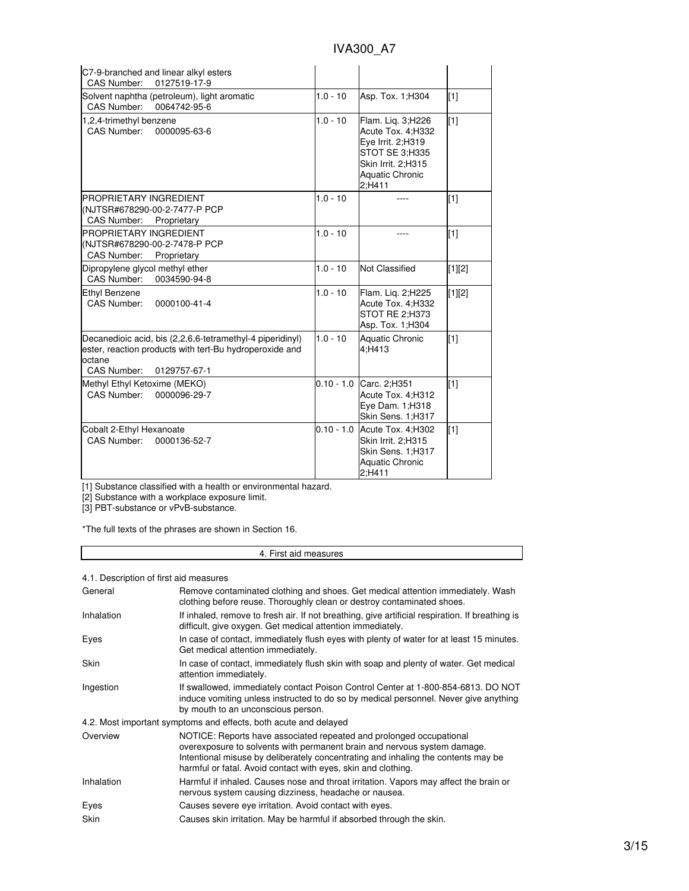| | | | |
|---|---|---|---|
| C7-9-branched and linear alkyl esters<br>CAS Number: 0127519-17-9 | | | |
| Solvent naphtha (petroleum), light aromatic<br>CAS Number: 0064742-95-6 | 1.0 - 10 | Asp. Tox. 1;H304 | [1] |
| 1,2,4-trimethyl benzene<br>CAS Number: 0000095-63-6 | 1.0 - 10 | Flam. Liq. 3;H226<br>Acute Tox. 4;H332<br>Eye Irrit. 2;H319<br>STOT SE 3;H335<br>Skin Irrit. 2;H315<br>Aquatic Chronic 2;H411 | [1] |
| PROPRIETARY INGREDIENT (NJTSR#678290-00-2-7477-P PCP<br>CAS Number: Proprietary | 1.0 - 10 | ---- | [1] |
| PROPRIETARY INGREDIENT (NJTSR#678290-00-2-7478-P PCP<br>CAS Number: Proprietary | 1.0 - 10 | ---- | [1] |
| Dipropylene glycol methyl ether<br>CAS Number: 0034590-94-8 | 1.0 - 10 | Not Classified | [1][2] |
| Ethyl Benzene<br>CAS Number: 0000100-41-4 | 1.0 - 10 | Flam. Liq. 2;H225<br>Acute Tox. 4;H332<br>STOT RE 2;H373<br>Asp. Tox. 1;H304 | [1][2] |
| Decanedioic acid, bis (2,2,6,6-tetramethyl-4 piperidinyl) ester, reaction products with tert-Bu hydroperoxide and octane<br>CAS Number: 0129757-67-1 | 1.0 - 10 | Aquatic Chronic 4;H413 | [1] |
| Methyl Ethyl Ketoxime (MEKO)<br>CAS Number: 0000096-29-7 | 0.10 - 1.0 | Carc. 2;H351<br>Acute Tox. 4;H312<br>Eye Dam. 1;H318<br>Skin Sens. 1;H317 | [1] |
| Cobalt 2-Ethyl Hexanoate<br>CAS Number: 0000136-52-7 | 0.10 - 1.0 | Acute Tox. 4;H302<br>Skin Irrit. 2;H315<br>Skin Sens. 1;H317<br>Aquatic Chronic 2;H411 | [1] |

[1] Substance classified with a health or environmental hazard.
[2] Substance with a workplace exposure limit.
[3] PBT-substance or vPvB-substance.

*The full texts of the phrases are shown in Section 16.

## 4. First aid measures

### 4.1. Description of first aid measures

| | |
|---|---|
| General | Remove contaminated clothing and shoes. Get medical attention immediately. Wash clothing before reuse. Thoroughly clean or destroy contaminated shoes. |
| Inhalation | If inhaled, remove to fresh air. If not breathing, give artificial respiration. If breathing is difficult, give oxygen. Get medical attention immediately. |
| Eyes | In case of contact, immediately flush eyes with plenty of water for at least 15 minutes. Get medical attention immediately. |
| Skin | In case of contact, immediately flush skin with soap and plenty of water. Get medical attention immediately. |
| Ingestion | If swallowed, immediately contact Poison Control Center at 1-800-854-6813. DO NOT induce vomiting unless instructed to do so by medical personnel. Never give anything by mouth to an unconscious person. |

### 4.2. Most important symptoms and effects, both acute and delayed

| | |
|---|---|
| Overview | NOTICE: Reports have associated repeated and prolonged occupational overexposure to solvents with permanent brain and nervous system damage. Intentional misuse by deliberately concentrating and inhaling the contents may be harmful or fatal. Avoid contact with eyes, skin and clothing. |
| Inhalation | Harmful if inhaled. Causes nose and throat irritation. Vapors may affect the brain or nervous system causing dizziness, headache or nausea. |
| Eyes | Causes severe eye irritation. Avoid contact with eyes. |
| Skin | Causes skin irritation. May be harmful if absorbed through the skin. |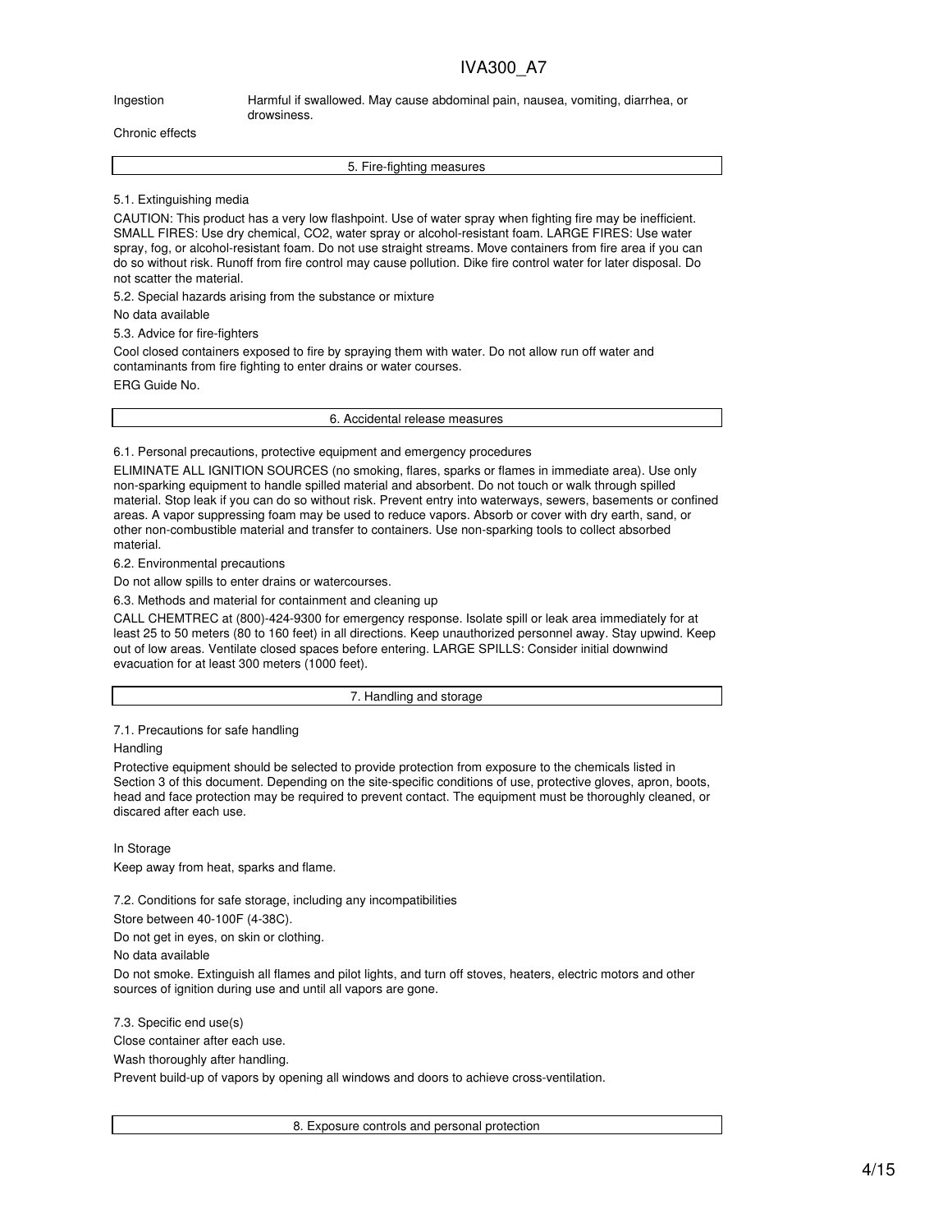Ingestion: Harmful if swallowed. May cause abdominal pain, nausea, vomiting, diarrhea, or drowsiness.

Chronic effects

## 5. Fire-fighting measures

5.1. Extinguishing media

CAUTION: This product has a very low flashpoint. Use of water spray when fighting fire may be inefficient. SMALL FIRES: Use dry chemical, $CO_2$, water spray or alcohol-resistant foam. LARGE FIRES: Use water spray, fog, or alcohol-resistant foam. Do not use straight streams. Move containers from fire area if you can do so without risk. Runoff from fire control may cause pollution. Dike fire control water for later disposal. Do not scatter the material.

5.2. Special hazards arising from the substance or mixture

No data available

5.3. Advice for fire-fighters

Cool closed containers exposed to fire by spraying them with water. Do not allow run off water and contaminants from fire fighting to enter drains or water courses.

ERG Guide No.

## 6. Accidental release measures

6.1. Personal precautions, protective equipment and emergency procedures

ELIMINATE ALL IGNITION SOURCES (no smoking, flares, sparks or flames in immediate area). Use only non-sparking equipment to handle spilled material and absorbent. Do not touch or walk through spilled material. Stop leak if you can do so without risk. Prevent entry into waterways, sewers, basements or confined areas. A vapor suppressing foam may be used to reduce vapors. Absorb or cover with dry earth, sand, or other non-combustible material and transfer to containers. Use non-sparking tools to collect absorbed material.

6.2. Environmental precautions

Do not allow spills to enter drains or watercourses.

6.3. Methods and material for containment and cleaning up

CALL CHEMTREC at (800)-424-9300 for emergency response. Isolate spill or leak area immediately for at least 25 to 50 meters (80 to 160 feet) in all directions. Keep unauthorized personnel away. Stay upwind. Keep out of low areas. Ventilate closed spaces before entering. LARGE SPILLS: Consider initial downwind evacuation for at least 300 meters (1000 feet).

## 7. Handling and storage

7.1. Precautions for safe handling

Handling

Protective equipment should be selected to provide protection from exposure to the chemicals listed in Section 3 of this document. Depending on the site-specific conditions of use, protective gloves, apron, boots, head and face protection may be required to prevent contact. The equipment must be thoroughly cleaned, or discared after each use.

In Storage

Keep away from heat, sparks and flame.

7.2. Conditions for safe storage, including any incompatibilities

Store between 40-100F (4-38C).

Do not get in eyes, on skin or clothing.

No data available

Do not smoke. Extinguish all flames and pilot lights, and turn off stoves, heaters, electric motors and other sources of ignition during use and until all vapors are gone.

7.3. Specific end use(s)

Close container after each use.

Wash thoroughly after handling.

Prevent build-up of vapors by opening all windows and doors to achieve cross-ventilation.

## 8. Exposure controls and personal protection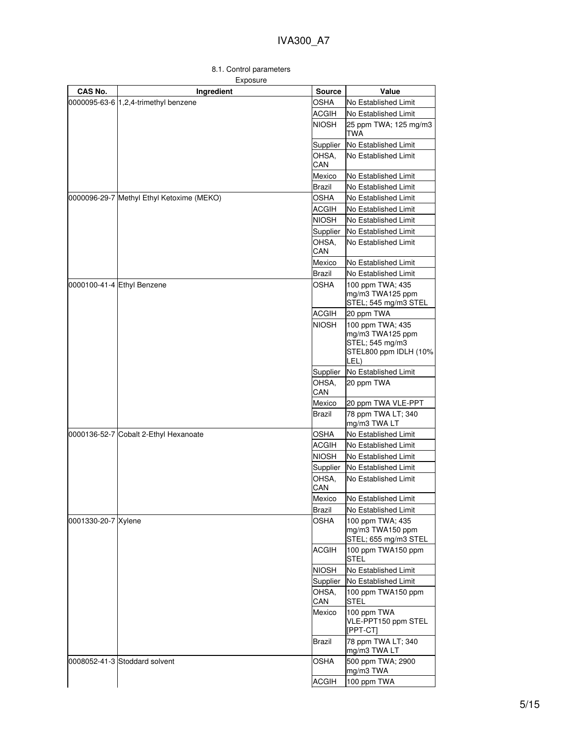### 8.1. Control parameters

Exposure

| CAS No. | Ingredient | Source | Value |
|---|---|---|---|
| 0000095-63-6 | 1,2,4-trimethyl benzene | OSHA | No Established Limit |
| | | ACGIH | No Established Limit |
| | | NIOSH | 25 ppm TWA; 125 mg/m3 TWA |
| | | Supplier | No Established Limit |
| | | OHSA, CAN | No Established Limit |
| | | Mexico | No Established Limit |
| | | Brazil | No Established Limit |
| 0000096-29-7 | Methyl Ethyl Ketoxime (MEKO) | OSHA | No Established Limit |
| | | ACGIH | No Established Limit |
| | | NIOSH | No Established Limit |
| | | Supplier | No Established Limit |
| | | OHSA, CAN | No Established Limit |
| | | Mexico | No Established Limit |
| | | Brazil | No Established Limit |
| 0000100-41-4 | Ethyl Benzene | OSHA | 100 ppm TWA; 435 mg/m3 TWA125 ppm STEL; 545 mg/m3 STEL |
| | | ACGIH | 20 ppm TWA |
| | | NIOSH | 100 ppm TWA; 435 mg/m3 TWA125 ppm STEL; 545 mg/m3 STEL800 ppm IDLH (10% LEL) |
| | | Supplier | No Established Limit |
| | | OHSA, CAN | 20 ppm TWA |
| | | Mexico | 20 ppm TWA VLE-PPT |
| | | Brazil | 78 ppm TWA LT; 340 mg/m3 TWA LT |
| 0000136-52-7 | Cobalt 2-Ethyl Hexanoate | OSHA | No Established Limit |
| | | ACGIH | No Established Limit |
| | | NIOSH | No Established Limit |
| | | Supplier | No Established Limit |
| | | OHSA, CAN | No Established Limit |
| | | Mexico | No Established Limit |
| | | Brazil | No Established Limit |
| 0001330-20-7 | Xylene | OSHA | 100 ppm TWA; 435 mg/m3 TWA150 ppm STEL; 655 mg/m3 STEL |
| | | ACGIH | 100 ppm TWA150 ppm STEL |
| | | NIOSH | No Established Limit |
| | | Supplier | No Established Limit |
| | | OHSA, CAN | 100 ppm TWA150 ppm STEL |
| | | Mexico | 100 ppm TWA VLE-PPT150 ppm STEL [PPT-CT] |
| | | Brazil | 78 ppm TWA LT; 340 mg/m3 TWA LT |
| 0008052-41-3 | Stoddard solvent | OSHA | 500 ppm TWA; 2900 mg/m3 TWA |
| | | ACGIH | 100 ppm TWA |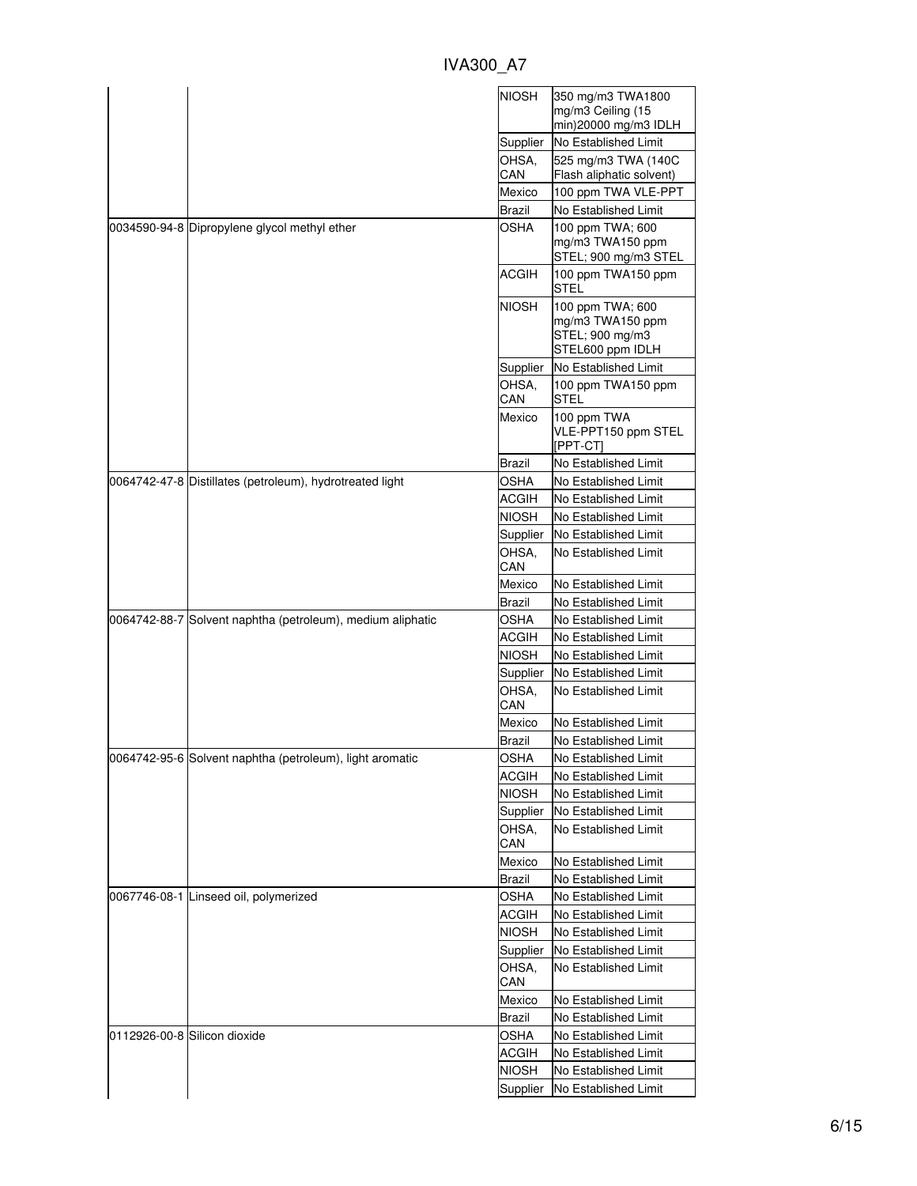| | | NIOSH | 350 mg/m3 TWA1800 mg/m3 Ceiling (15 min)20000 mg/m3 IDLH |
|---|---|---|---|
| | | Supplier | No Established Limit |
| | | OHSA, CAN | 525 mg/m3 TWA (140C Flash aliphatic solvent) |
| | | Mexico | 100 ppm TWA VLE-PPT |
| | | Brazil | No Established Limit |
| 0034590-94-8 | Dipropylene glycol methyl ether | OSHA | 100 ppm TWA; 600 mg/m3 TWA150 ppm STEL; 900 mg/m3 STEL |
| | | ACGIH | 100 ppm TWA150 ppm STEL |
| | | NIOSH | 100 ppm TWA; 600 mg/m3 TWA150 ppm STEL; 900 mg/m3 STEL600 ppm IDLH |
| | | Supplier | No Established Limit |
| | | OHSA, CAN | 100 ppm TWA150 ppm STEL |
| | | Mexico | 100 ppm TWA VLE-PPT150 ppm STEL [PPT-CT] |
| | | Brazil | No Established Limit |
| 0064742-47-8 | Distillates (petroleum), hydrotreated light | OSHA | No Established Limit |
| | | ACGIH | No Established Limit |
| | | NIOSH | No Established Limit |
| | | Supplier | No Established Limit |
| | | OHSA, CAN | No Established Limit |
| | | Mexico | No Established Limit |
| | | Brazil | No Established Limit |
| 0064742-88-7 | Solvent naphtha (petroleum), medium aliphatic | OSHA | No Established Limit |
| | | ACGIH | No Established Limit |
| | | NIOSH | No Established Limit |
| | | Supplier | No Established Limit |
| | | OHSA, CAN | No Established Limit |
| | | Mexico | No Established Limit |
| | | Brazil | No Established Limit |
| 0064742-95-6 | Solvent naphtha (petroleum), light aromatic | OSHA | No Established Limit |
| | | ACGIH | No Established Limit |
| | | NIOSH | No Established Limit |
| | | Supplier | No Established Limit |
| | | OHSA, CAN | No Established Limit |
| | | Mexico | No Established Limit |
| | | Brazil | No Established Limit |
| 0067746-08-1 | Linseed oil, polymerized | OSHA | No Established Limit |
| | | ACGIH | No Established Limit |
| | | NIOSH | No Established Limit |
| | | Supplier | No Established Limit |
| | | OHSA, CAN | No Established Limit |
| | | Mexico | No Established Limit |
| | | Brazil | No Established Limit |
| 0112926-00-8 | Silicon dioxide | OSHA | No Established Limit |
| | | ACGIH | No Established Limit |
| | | NIOSH | No Established Limit |
| | | Supplier | No Established Limit |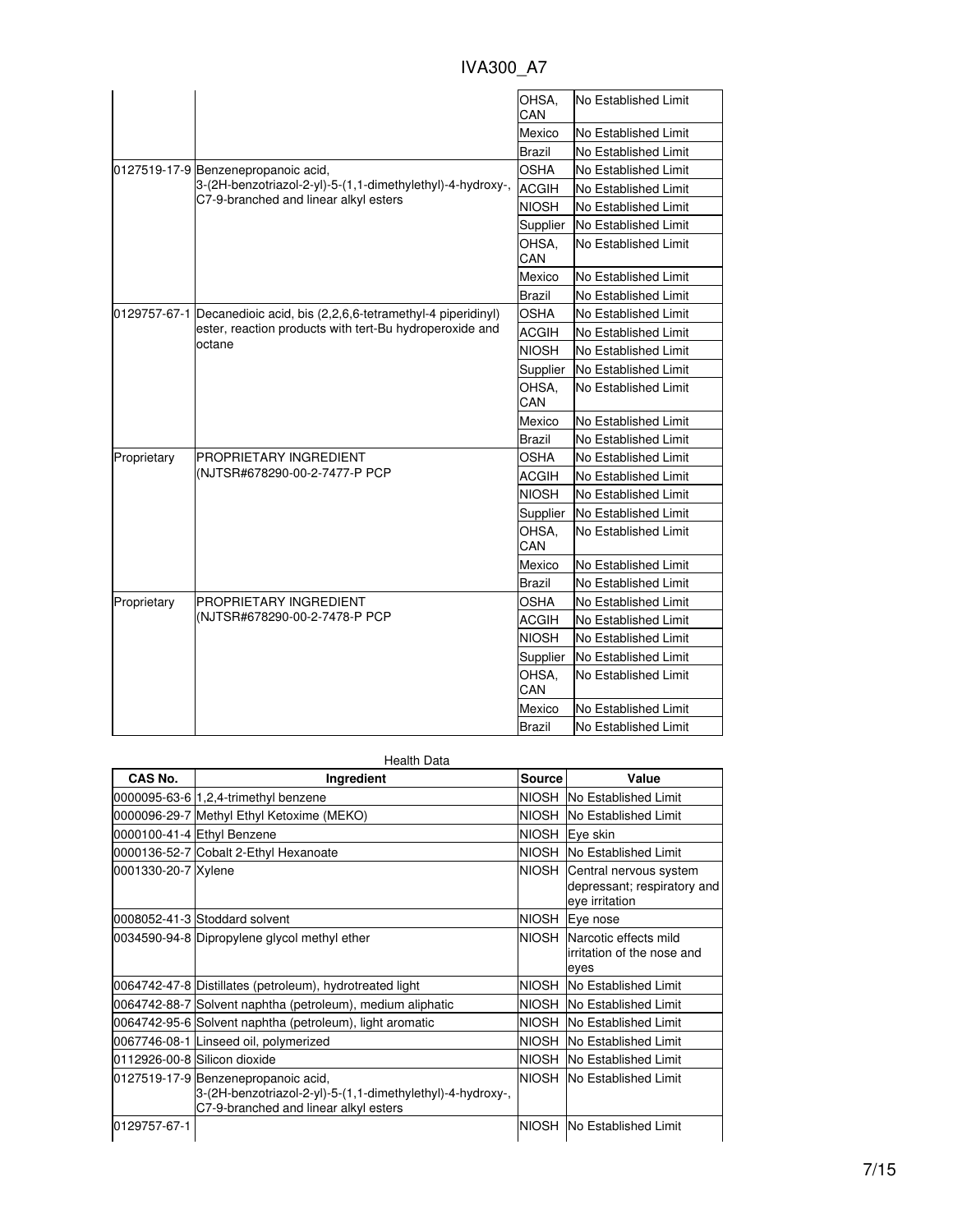| | | OHSA, CAN | No Established Limit |
|---|---|---|---|
| | | Mexico | No Established Limit |
| | | Brazil | No Established Limit |
| 0127519-17-9 | Benzenepropanoic acid, 3-(2H-benzotriazol-2-yl)-5-(1,1-dimethylethyl)-4-hydroxy-, C7-9-branched and linear alkyl esters | OSHA | No Established Limit |
| | | ACGIH | No Established Limit |
| | | NIOSH | No Established Limit |
| | | Supplier | No Established Limit |
| | | OHSA, CAN | No Established Limit |
| | | Mexico | No Established Limit |
| | | Brazil | No Established Limit |
| 0129757-67-1 | Decanedioic acid, bis (2,2,6,6-tetramethyl-4 piperidinyl) ester, reaction products with tert-Bu hydroperoxide and octane | OSHA | No Established Limit |
| | | ACGIH | No Established Limit |
| | | NIOSH | No Established Limit |
| | | Supplier | No Established Limit |
| | | OHSA, CAN | No Established Limit |
| | | Mexico | No Established Limit |
| | | Brazil | No Established Limit |
| Proprietary | PROPRIETARY INGREDIENT (NJTSR#678290-00-2-7477-P PCP | OSHA | No Established Limit |
| | | ACGIH | No Established Limit |
| | | NIOSH | No Established Limit |
| | | Supplier | No Established Limit |
| | | OHSA, CAN | No Established Limit |
| | | Mexico | No Established Limit |
| | | Brazil | No Established Limit |
| Proprietary | PROPRIETARY INGREDIENT (NJTSR#678290-00-2-7478-P PCP | OSHA | No Established Limit |
| | | ACGIH | No Established Limit |
| | | NIOSH | No Established Limit |
| | | Supplier | No Established Limit |
| | | OHSA, CAN | No Established Limit |
| | | Mexico | No Established Limit |
| | | Brazil | No Established Limit |

Health Data

| CAS No. | Ingredient | Source | Value |
|---|---|---|---|
| 0000095-63-6 | 1,2,4-trimethyl benzene | NIOSH | No Established Limit |
| 0000096-29-7 | Methyl Ethyl Ketoxime (MEKO) | NIOSH | No Established Limit |
| 0000100-41-4 | Ethyl Benzene | NIOSH | Eye skin |
| 0000136-52-7 | Cobalt 2-Ethyl Hexanoate | NIOSH | No Established Limit |
| 0001330-20-7 | Xylene | NIOSH | Central nervous system depressant; respiratory and eye irritation |
| 0008052-41-3 | Stoddard solvent | NIOSH | Eye nose |
| 0034590-94-8 | Dipropylene glycol methyl ether | NIOSH | Narcotic effects mild irritation of the nose and eyes |
| 0064742-47-8 | Distillates (petroleum), hydrotreated light | NIOSH | No Established Limit |
| 0064742-88-7 | Solvent naphtha (petroleum), medium aliphatic | NIOSH | No Established Limit |
| 0064742-95-6 | Solvent naphtha (petroleum), light aromatic | NIOSH | No Established Limit |
| 0067746-08-1 | Linseed oil, polymerized | NIOSH | No Established Limit |
| 0112926-00-8 | Silicon dioxide | NIOSH | No Established Limit |
| 0127519-17-9 | Benzenepropanoic acid, 3-(2H-benzotriazol-2-yl)-5-(1,1-dimethylethyl)-4-hydroxy-, C7-9-branched and linear alkyl esters | NIOSH | No Established Limit |
| 0129757-67-1 | | NIOSH | No Established Limit |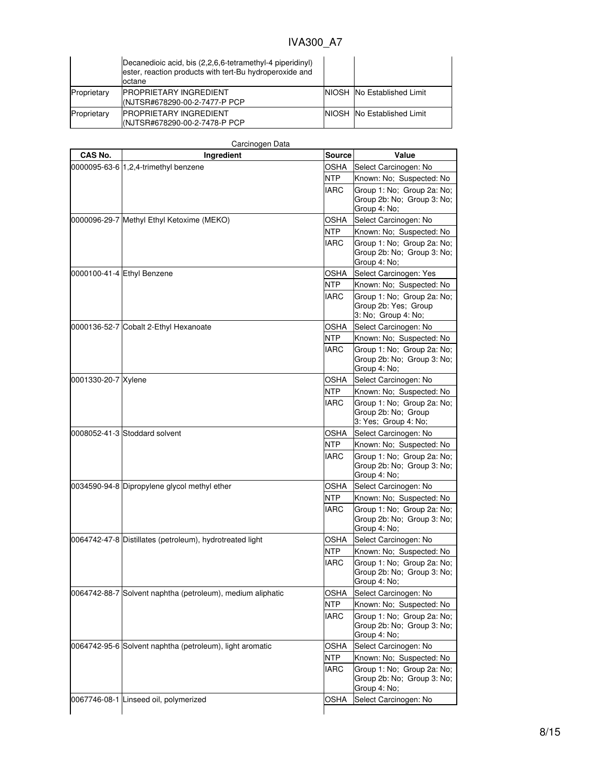| | | | |
|---|---|---|---|
| | Decanedioic acid, bis (2,2,6,6-tetramethyl-4 piperidinyl) ester, reaction products with tert-Bu hydroperoxide and octane | | |
| Proprietary | PROPRIETARY INGREDIENT (NJTSR#678290-00-2-7477-P PCP | NIOSH | No Established Limit |
| Proprietary | PROPRIETARY INGREDIENT (NJTSR#678290-00-2-7478-P PCP | NIOSH | No Established Limit |

Carcinogen Data

| CAS No. | Ingredient | Source | Value |
|---|---|---|---|
| 0000095-63-6 | 1,2,4-trimethyl benzene | OSHA | Select Carcinogen: No |
| | | NTP | Known: No; Suspected: No |
| | | IARC | Group 1: No; Group 2a: No; Group 2b: No; Group 3: No; Group 4: No; |
| 0000096-29-7 | Methyl Ethyl Ketoxime (MEKO) | OSHA | Select Carcinogen: No |
| | | NTP | Known: No; Suspected: No |
| | | IARC | Group 1: No; Group 2a: No; Group 2b: No; Group 3: No; Group 4: No; |
| 0000100-41-4 | Ethyl Benzene | OSHA | Select Carcinogen: Yes |
| | | NTP | Known: No; Suspected: No |
| | | IARC | Group 1: No; Group 2a: No; Group 2b: Yes; Group 3: No; Group 4: No; |
| 0000136-52-7 | Cobalt 2-Ethyl Hexanoate | OSHA | Select Carcinogen: No |
| | | NTP | Known: No; Suspected: No |
| | | IARC | Group 1: No; Group 2a: No; Group 2b: No; Group 3: No; Group 4: No; |
| 0001330-20-7 | Xylene | OSHA | Select Carcinogen: No |
| | | NTP | Known: No; Suspected: No |
| | | IARC | Group 1: No; Group 2a: No; Group 2b: No; Group 3: Yes; Group 4: No; |
| 0008052-41-3 | Stoddard solvent | OSHA | Select Carcinogen: No |
| | | NTP | Known: No; Suspected: No |
| | | IARC | Group 1: No; Group 2a: No; Group 2b: No; Group 3: No; Group 4: No; |
| 0034590-94-8 | Dipropylene glycol methyl ether | OSHA | Select Carcinogen: No |
| | | NTP | Known: No; Suspected: No |
| | | IARC | Group 1: No; Group 2a: No; Group 2b: No; Group 3: No; Group 4: No; |
| 0064742-47-8 | Distillates (petroleum), hydrotreated light | OSHA | Select Carcinogen: No |
| | | NTP | Known: No; Suspected: No |
| | | IARC | Group 1: No; Group 2a: No; Group 2b: No; Group 3: No; Group 4: No; |
| 0064742-88-7 | Solvent naphtha (petroleum), medium aliphatic | OSHA | Select Carcinogen: No |
| | | NTP | Known: No; Suspected: No |
| | | IARC | Group 1: No; Group 2a: No; Group 2b: No; Group 3: No; Group 4: No; |
| 0064742-95-6 | Solvent naphtha (petroleum), light aromatic | OSHA | Select Carcinogen: No |
| | | NTP | Known: No; Suspected: No |
| | | IARC | Group 1: No; Group 2a: No; Group 2b: No; Group 3: No; Group 4: No; |
| 0067746-08-1 | Linseed oil, polymerized | OSHA | Select Carcinogen: No |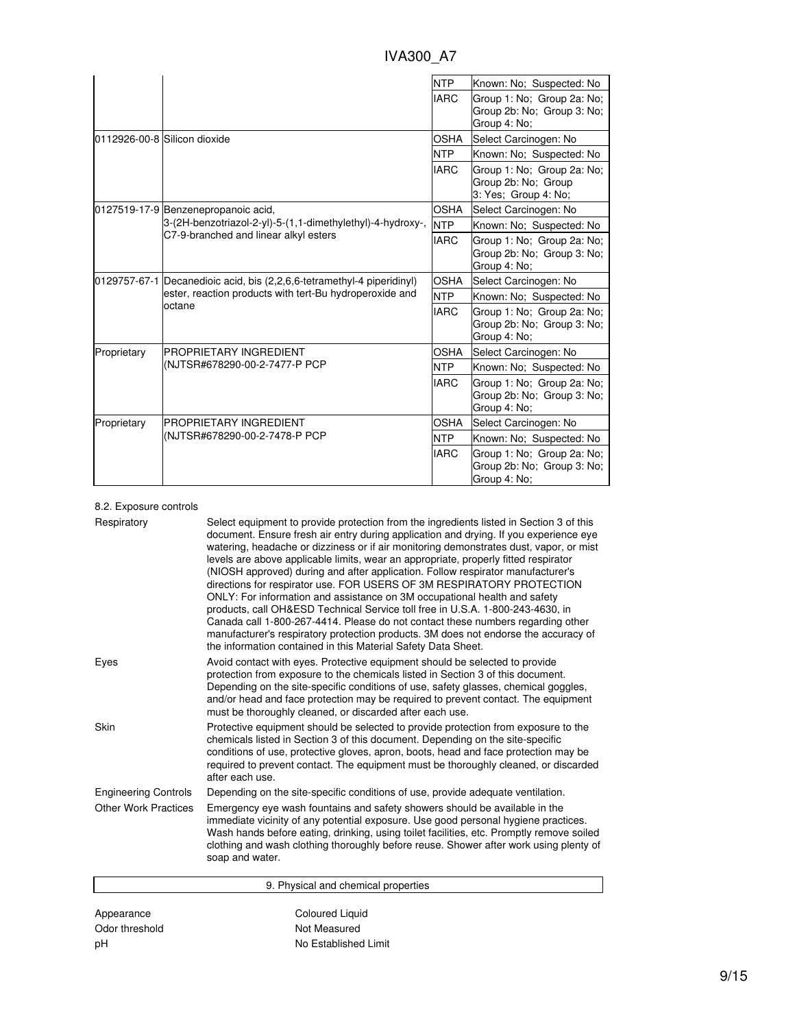| | | NTP | Known: No; Suspected: No |
|---|---|---|---|
| | | IARC | Group 1: No; Group 2a: No; Group 2b: No; Group 3: No; Group 4: No; |
| 0112926-00-8 | Silicon dioxide | OSHA | Select Carcinogen: No |
| | | NTP | Known: No; Suspected: No |
| | | IARC | Group 1: No; Group 2a: No; Group 2b: No; Group 3: Yes; Group 4: No; |
| 0127519-17-9 | Benzenepropanoic acid, 3-(2H-benzotriazol-2-yl)-5-(1,1-dimethylethyl)-4-hydroxy-, C7-9-branched and linear alkyl esters | OSHA | Select Carcinogen: No |
| | | NTP | Known: No; Suspected: No |
| | | IARC | Group 1: No; Group 2a: No; Group 2b: No; Group 3: No; Group 4: No; |
| 0129757-67-1 | Decanedioic acid, bis (2,2,6,6-tetramethyl-4 piperidinyl) ester, reaction products with tert-Bu hydroperoxide and octane | OSHA | Select Carcinogen: No |
| | | NTP | Known: No; Suspected: No |
| | | IARC | Group 1: No; Group 2a: No; Group 2b: No; Group 3: No; Group 4: No; |
| Proprietary | PROPRIETARY INGREDIENT (NJTSR#678290-00-2-7477-P PCP | OSHA | Select Carcinogen: No |
| | | NTP | Known: No; Suspected: No |
| | | IARC | Group 1: No; Group 2a: No; Group 2b: No; Group 3: No; Group 4: No; |
| Proprietary | PROPRIETARY INGREDIENT (NJTSR#678290-00-2-7478-P PCP | OSHA | Select Carcinogen: No |
| | | NTP | Known: No; Suspected: No |
| | | IARC | Group 1: No; Group 2a: No; Group 2b: No; Group 3: No; Group 4: No; |

### 8.2. Exposure controls

**Respiratory**
Select equipment to provide protection from the ingredients listed in Section 3 of this document. Ensure fresh air entry during application and drying. If you experience eye watering, headache or dizziness or if air monitoring demonstrates dust, vapor, or mist levels are above applicable limits, wear an appropriate, properly fitted respirator (NIOSH approved) during and after application. Follow respirator manufacturer's directions for respirator use. FOR USERS OF 3M RESPIRATORY PROTECTION ONLY: For information and assistance on 3M occupational health and safety products, call OH&ESD Technical Service toll free in U.S.A. 1-800-243-4630, in Canada call 1-800-267-4414. Please do not contact these numbers regarding other manufacturer's respiratory protection products. 3M does not endorse the accuracy of the information contained in this Material Safety Data Sheet.

**Eyes**
Avoid contact with eyes. Protective equipment should be selected to provide protection from exposure to the chemicals listed in Section 3 of this document. Depending on the site-specific conditions of use, safety glasses, chemical goggles, and/or head and face protection may be required to prevent contact. The equipment must be thoroughly cleaned, or discarded after each use.

**Skin**
Protective equipment should be selected to provide protection from exposure to the chemicals listed in Section 3 of this document. Depending on the site-specific conditions of use, protective gloves, apron, boots, head and face protection may be required to prevent contact. The equipment must be thoroughly cleaned, or discarded after each use.

**Engineering Controls**
Depending on the site-specific conditions of use, provide adequate ventilation.

**Other Work Practices**
Emergency eye wash fountains and safety showers should be available in the immediate vicinity of any potential exposure. Use good personal hygiene practices. Wash hands before eating, drinking, using toilet facilities, etc. Promptly remove soiled clothing and wash clothing thoroughly before reuse. Shower after work using plenty of soap and water.

## 9. Physical and chemical properties

| | |
|---|---|
| Appearance | Coloured Liquid |
| Odor threshold | Not Measured |
| pH | No Established Limit |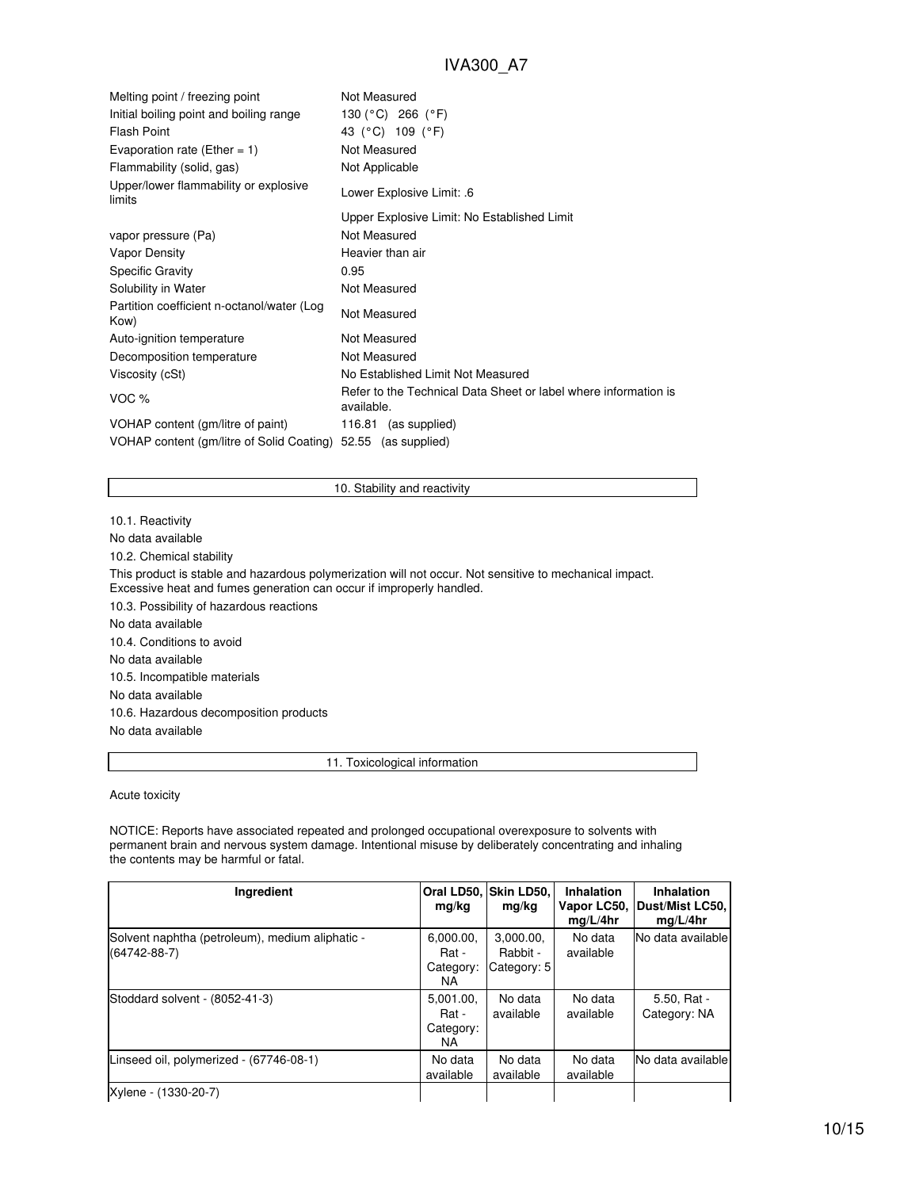| | |
|---|---|
| Melting point / freezing point | Not Measured |
| Initial boiling point and boiling range | 130 (°C) 266 (°F) |
| Flash Point | 43 (°C) 109 (°F) |
| Evaporation rate (Ether = 1) | Not Measured |
| Flammability (solid, gas) | Not Applicable |
| Upper/lower flammability or explosive limits | Lower Explosive Limit: .6 |
| | Upper Explosive Limit: No Established Limit |
| vapor pressure (Pa) | Not Measured |
| Vapor Density | Heavier than air |
| Specific Gravity | 0.95 |
| Solubility in Water | Not Measured |
| Partition coefficient n-octanol/water (Log Kow) | Not Measured |
| Auto-ignition temperature | Not Measured |
| Decomposition temperature | Not Measured |
| Viscosity (cSt) | No Established Limit Not Measured |
| VOC % | Refer to the Technical Data Sheet or label where information is available. |
| VOHAP content (gm/litre of paint) | 116.81 (as supplied) |
| VOHAP content (gm/litre of Solid Coating) | 52.55 (as supplied) |

## 10. Stability and reactivity

10.1. Reactivity

No data available

10.2. Chemical stability

This product is stable and hazardous polymerization will not occur. Not sensitive to mechanical impact. Excessive heat and fumes generation can occur if improperly handled.

10.3. Possibility of hazardous reactions

No data available

10.4. Conditions to avoid

No data available

10.5. Incompatible materials

No data available

10.6. Hazardous decomposition products

No data available

## 11. Toxicological information

Acute toxicity

NOTICE: Reports have associated repeated and prolonged occupational overexposure to solvents with permanent brain and nervous system damage. Intentional misuse by deliberately concentrating and inhaling the contents may be harmful or fatal.

| Ingredient | Oral LD50, mg/kg | Skin LD50, mg/kg | Inhalation Vapor LC50, mg/L/4hr | Inhalation Dust/Mist LC50, mg/L/4hr |
|---|---|---|---|---|
| Solvent naphtha (petroleum), medium aliphatic - (64742-88-7) | 6,000.00, Rat - Category: NA | 3,000.00, Rabbit - Category: 5 | No data available | No data available |
| Stoddard solvent - (8052-41-3) | 5,001.00, Rat - Category: NA | No data available | No data available | 5.50, Rat - Category: NA |
| Linseed oil, polymerized - (67746-08-1) | No data available | No data available | No data available | No data available |
| Xylene - (1330-20-7) | | | | |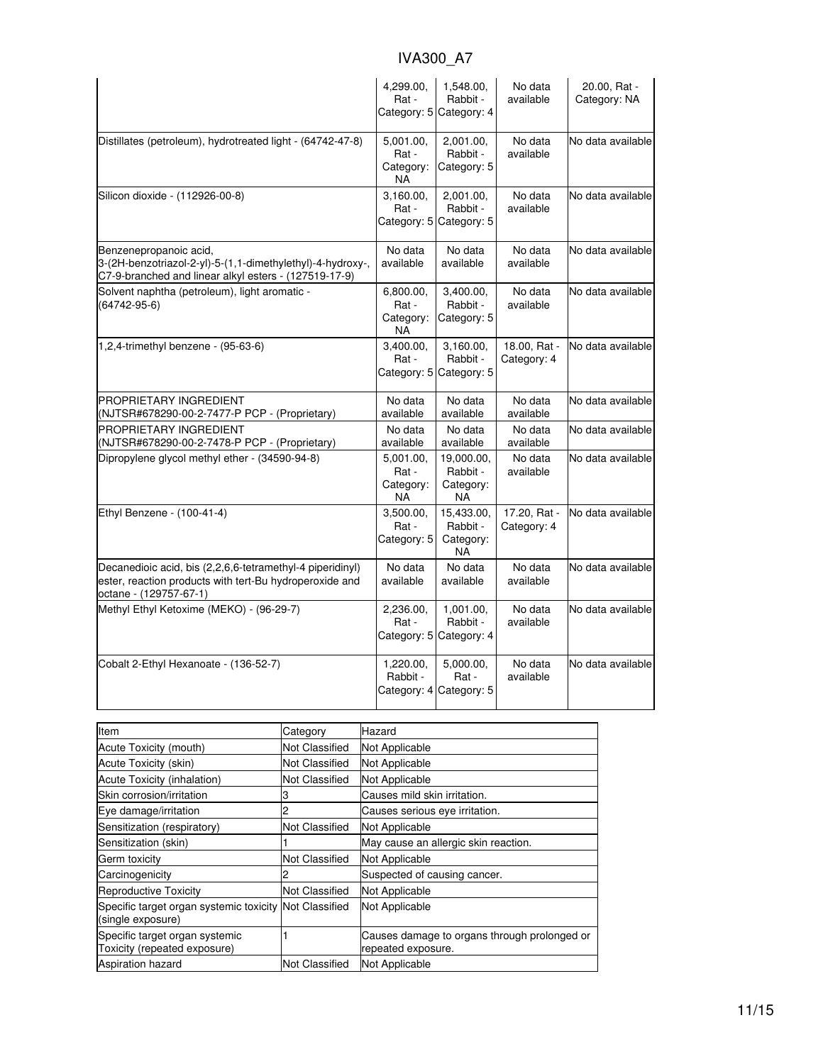| | | | | |
|---|---|---|---|---|
| | 4,299.00, Rat - Category: 5 | 1,548.00, Rabbit - Category: 4 | No data available | 20.00, Rat - Category: NA |
| Distillates (petroleum), hydrotreated light - (64742-47-8) | 5,001.00, Rat - Category: NA | 2,001.00, Rabbit - Category: 5 | No data available | No data available |
| Silicon dioxide - (112926-00-8) | 3,160.00, Rat - Category: 5 | 2,001.00, Rabbit - Category: 5 | No data available | No data available |
| Benzenepropanoic acid, 3-(2H-benzotriazol-2-yl)-5-(1,1-dimethylethyl)-4-hydroxy-, C7-9-branched and linear alkyl esters - (127519-17-9) | No data available | No data available | No data available | No data available |
| Solvent naphtha (petroleum), light aromatic - (64742-95-6) | 6,800.00, Rat - Category: NA | 3,400.00, Rabbit - Category: 5 | No data available | No data available |
| 1,2,4-trimethyl benzene - (95-63-6) | 3,400.00, Rat - Category: 5 | 3,160.00, Rabbit - Category: 5 | 18.00, Rat - Category: 4 | No data available |
| PROPRIETARY INGREDIENT (NJTSR#678290-00-2-7477-P PCP - (Proprietary) | No data available | No data available | No data available | No data available |
| PROPRIETARY INGREDIENT (NJTSR#678290-00-2-7478-P PCP - (Proprietary) | No data available | No data available | No data available | No data available |
| Dipropylene glycol methyl ether - (34590-94-8) | 5,001.00, Rat - Category: NA | 19,000.00, Rabbit - Category: NA | No data available | No data available |
| Ethyl Benzene - (100-41-4) | 3,500.00, Rat - Category: 5 | 15,433.00, Rabbit - Category: NA | 17.20, Rat - Category: 4 | No data available |
| Decanedioic acid, bis (2,2,6,6-tetramethyl-4 piperidinyl) ester, reaction products with tert-Bu hydroperoxide and octane - (129757-67-1) | No data available | No data available | No data available | No data available |
| Methyl Ethyl Ketoxime (MEKO) - (96-29-7) | 2,236.00, Rat - Category: 5 | 1,001.00, Rabbit - Category: 4 | No data available | No data available |
| Cobalt 2-Ethyl Hexanoate - (136-52-7) | 1,220.00, Rabbit - Category: 4 | 5,000.00, Rat - Category: 5 | No data available | No data available |

| Item | Category | Hazard |
|---|---|---|
| Acute Toxicity (mouth) | Not Classified | Not Applicable |
| Acute Toxicity (skin) | Not Classified | Not Applicable |
| Acute Toxicity (inhalation) | Not Classified | Not Applicable |
| Skin corrosion/irritation | 3 | Causes mild skin irritation. |
| Eye damage/irritation | 2 | Causes serious eye irritation. |
| Sensitization (respiratory) | Not Classified | Not Applicable |
| Sensitization (skin) | 1 | May cause an allergic skin reaction. |
| Germ toxicity | Not Classified | Not Applicable |
| Carcinogenicity | 2 | Suspected of causing cancer. |
| Reproductive Toxicity | Not Classified | Not Applicable |
| Specific target organ systemic toxicity (single exposure) | Not Classified | Not Applicable |
| Specific target organ systemic Toxicity (repeated exposure) | 1 | Causes damage to organs through prolonged or repeated exposure. |
| Aspiration hazard | Not Classified | Not Applicable |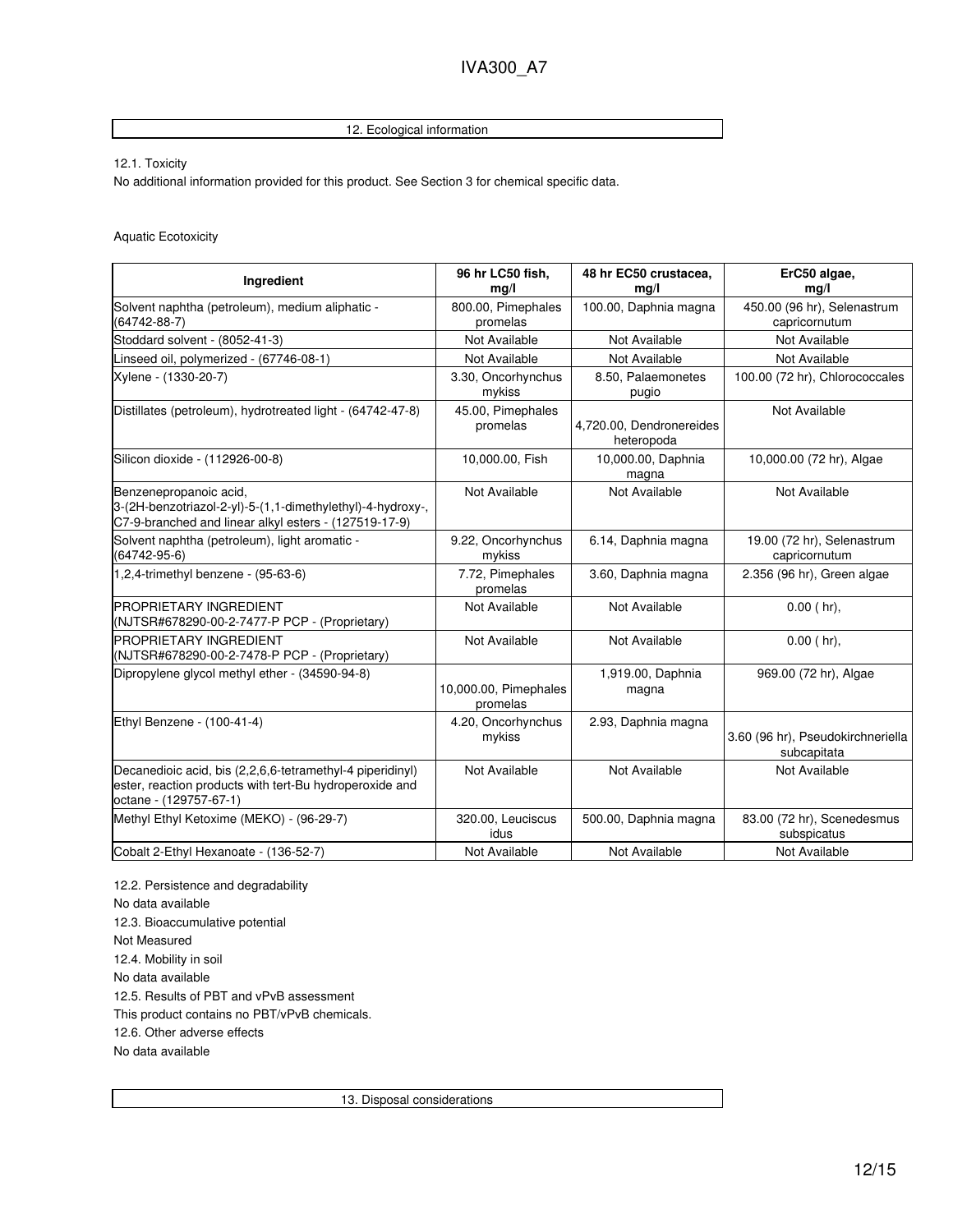## 12. Ecological information

12.1. Toxicity

No additional information provided for this product. See Section 3 for chemical specific data.

Aquatic Ecotoxicity

| Ingredient | 96 hr LC50 fish, mg/l | 48 hr EC50 crustacea, mg/l | ErC50 algae, mg/l |
|---|---|---|---|
| Solvent naphtha (petroleum), medium aliphatic - (64742-88-7) | 800.00, Pimephales promelas | 100.00, Daphnia magna | 450.00 (96 hr), Selenastrum capricornutum |
| Stoddard solvent - (8052-41-3) | Not Available | Not Available | Not Available |
| Linseed oil, polymerized - (67746-08-1) | Not Available | Not Available | Not Available |
| Xylene - (1330-20-7) | 3.30, Oncorhynchus mykiss | 8.50, Palaemonetes pugio | 100.00 (72 hr), Chlorococcales |
| Distillates (petroleum), hydrotreated light - (64742-47-8) | 45.00, Pimephales promelas | 4,720.00, Dendronereides heteropoda | Not Available |
| Silicon dioxide - (112926-00-8) | 10,000.00, Fish | 10,000.00, Daphnia magna | 10,000.00 (72 hr), Algae |
| Benzenepropanoic acid, 3-(2H-benzotriazol-2-yl)-5-(1,1-dimethylethyl)-4-hydroxy-, C7-9-branched and linear alkyl esters - (127519-17-9) | Not Available | Not Available | Not Available |
| Solvent naphtha (petroleum), light aromatic - (64742-95-6) | 9.22, Oncorhynchus mykiss | 6.14, Daphnia magna | 19.00 (72 hr), Selenastrum capricornutum |
| 1,2,4-trimethyl benzene - (95-63-6) | 7.72, Pimephales promelas | 3.60, Daphnia magna | 2.356 (96 hr), Green algae |
| PROPRIETARY INGREDIENT (NJTSR#678290-00-2-7477-P PCP - (Proprietary) | Not Available | Not Available | 0.00 ( hr), |
| PROPRIETARY INGREDIENT (NJTSR#678290-00-2-7478-P PCP - (Proprietary) | Not Available | Not Available | 0.00 ( hr), |
| Dipropylene glycol methyl ether - (34590-94-8) | 10,000.00, Pimephales promelas | 1,919.00, Daphnia magna | 969.00 (72 hr), Algae |
| Ethyl Benzene - (100-41-4) | 4.20, Oncorhynchus mykiss | 2.93, Daphnia magna | 3.60 (96 hr), Pseudokirchneriella subcapitata |
| Decanedioic acid, bis (2,2,6,6-tetramethyl-4 piperidinyl) ester, reaction products with tert-Bu hydroperoxide and octane - (129757-67-1) | Not Available | Not Available | Not Available |
| Methyl Ethyl Ketoxime (MEKO) - (96-29-7) | 320.00, Leuciscus idus | 500.00, Daphnia magna | 83.00 (72 hr), Scenedesmus subspicatus |
| Cobalt 2-Ethyl Hexanoate - (136-52-7) | Not Available | Not Available | Not Available |

12.2. Persistence and degradability

No data available

12.3. Bioaccumulative potential

Not Measured

12.4. Mobility in soil

No data available

12.5. Results of PBT and vPvB assessment

This product contains no PBT/vPvB chemicals.

12.6. Other adverse effects

No data available

## 13. Disposal considerations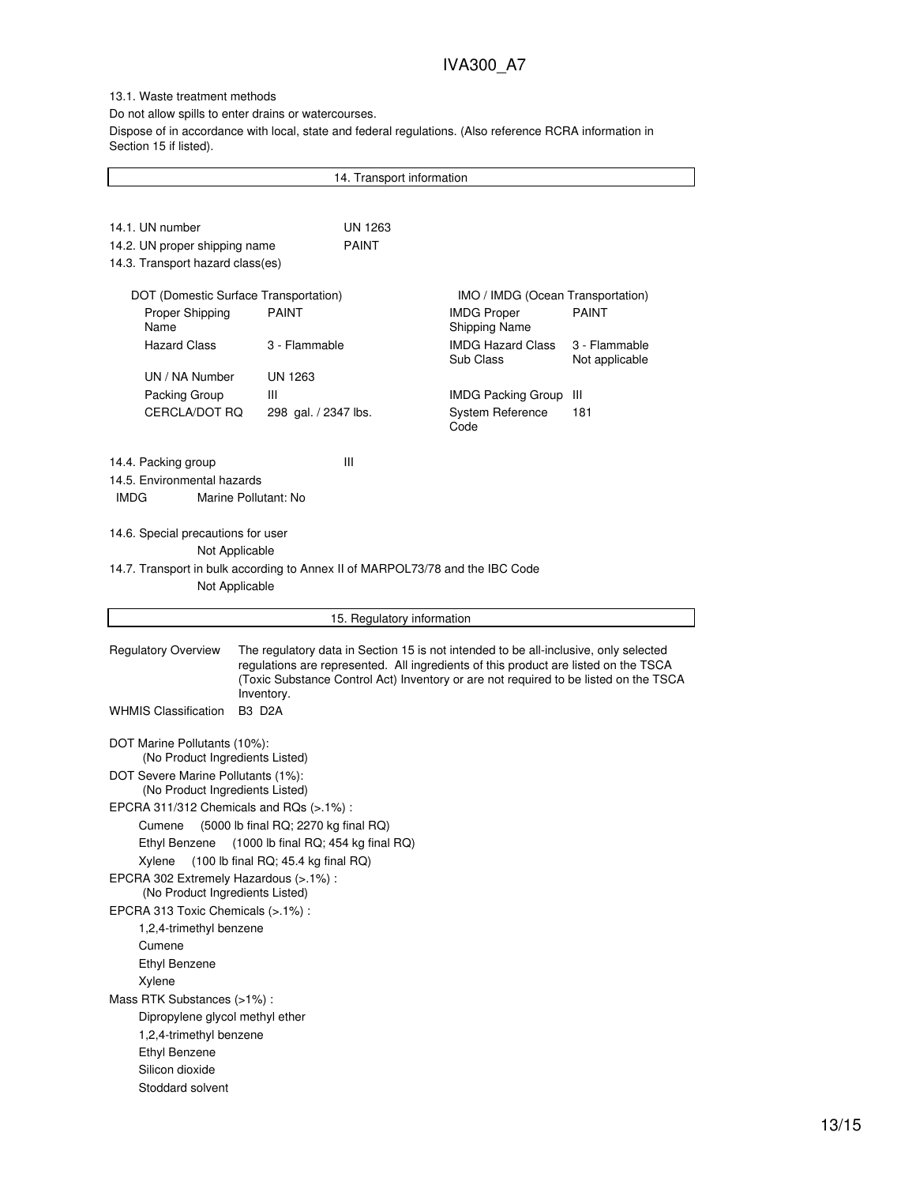13.1. Waste treatment methods

Do not allow spills to enter drains or watercourses.

Dispose of in accordance with local, state and federal regulations. (Also reference RCRA information in Section 15 if listed).

## 14. Transport information

14.1. UN number UN 1263

14.2. UN proper shipping name PAINT

14.3. Transport hazard class(es)

| DOT (Domestic Surface Transportation) | | IMO / IMDG (Ocean Transportation) | |
|---|---|---|---|
| Proper Shipping Name | PAINT | IMDG Proper Shipping Name | PAINT |
| Hazard Class | 3 - Flammable | IMDG Hazard Class<br>Sub Class | 3 - Flammable<br>Not applicable |
| UN / NA Number | UN 1263 | | |
| Packing Group | III | IMDG Packing Group | III |
| CERCLA/DOT RQ | 298 gal. / 2347 lbs. | System Reference Code | 181 |

14.4. Packing group III

14.5. Environmental hazards

IMDG Marine Pollutant: No

14.6. Special precautions for user

Not Applicable

14.7. Transport in bulk according to Annex II of MARPOL73/78 and the IBC Code

Not Applicable

## 15. Regulatory information

**Regulatory Overview** The regulatory data in Section 15 is not intended to be all-inclusive, only selected regulations are represented. All ingredients of this product are listed on the TSCA (Toxic Substance Control Act) Inventory or are not required to be listed on the TSCA Inventory.

**WHMIS Classification** B3 D2A

DOT Marine Pollutants (10%):
(No Product Ingredients Listed)

DOT Severe Marine Pollutants (1%):
(No Product Ingredients Listed)

EPCRA 311/312 Chemicals and RQs (>.1%) :
- Cumene (5000 lb final RQ; 2270 kg final RQ)
- Ethyl Benzene (1000 lb final RQ; 454 kg final RQ)
- Xylene (100 lb final RQ; 45.4 kg final RQ)

EPCRA 302 Extremely Hazardous (>.1%) :
(No Product Ingredients Listed)

EPCRA 313 Toxic Chemicals (>.1%) :
- 1,2,4-trimethyl benzene
- Cumene
- Ethyl Benzene
- Xylene

Mass RTK Substances (>1%) :
- Dipropylene glycol methyl ether
- 1,2,4-trimethyl benzene
- Ethyl Benzene
- Silicon dioxide
- Stoddard solvent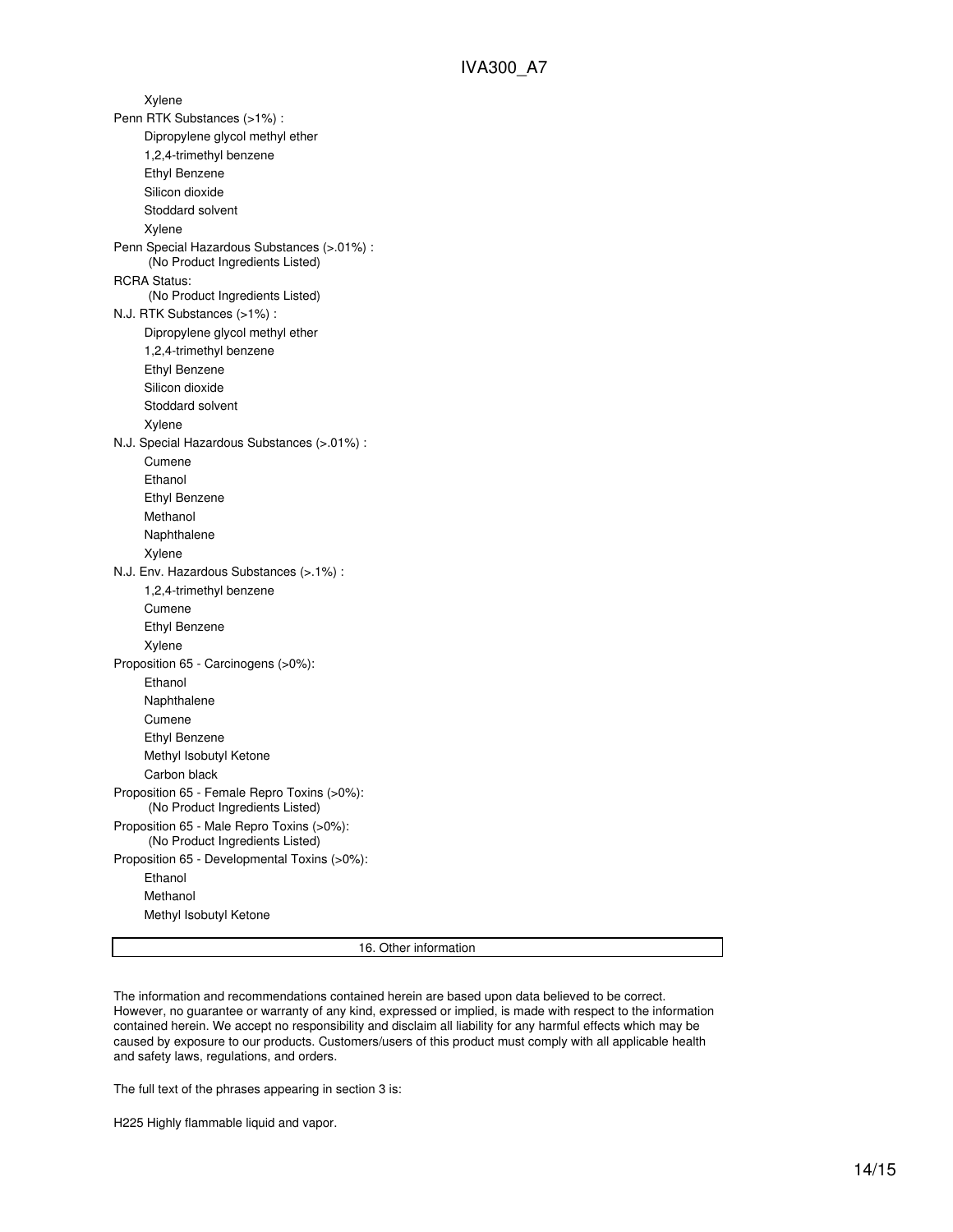Xylene

Penn RTK Substances (>1%) :

- Dipropylene glycol methyl ether
- 1,2,4-trimethyl benzene
- Ethyl Benzene
- Silicon dioxide
- Stoddard solvent
- Xylene

Penn Special Hazardous Substances (>.01%) :

(No Product Ingredients Listed)

RCRA Status:

(No Product Ingredients Listed)

N.J. RTK Substances (>1%) :

- Dipropylene glycol methyl ether
- 1,2,4-trimethyl benzene
- Ethyl Benzene
- Silicon dioxide
- Stoddard solvent
- Xylene

N.J. Special Hazardous Substances (>.01%) :

- Cumene
- Ethanol
- Ethyl Benzene
- Methanol
- Naphthalene
- Xylene

N.J. Env. Hazardous Substances (>.1%) :

- 1,2,4-trimethyl benzene
- Cumene
- Ethyl Benzene
- Xylene

Proposition 65 - Carcinogens (>0%):

- Ethanol
- Naphthalene
- Cumene
- Ethyl Benzene
- Methyl Isobutyl Ketone
- Carbon black

Proposition 65 - Female Repro Toxins (>0%):

(No Product Ingredients Listed)

Proposition 65 - Male Repro Toxins (>0%):

(No Product Ingredients Listed)

Proposition 65 - Developmental Toxins (>0%):

- Ethanol
- Methanol
- Methyl Isobutyl Ketone

## 16. Other information

The information and recommendations contained herein are based upon data believed to be correct. However, no guarantee or warranty of any kind, expressed or implied, is made with respect to the information contained herein. We accept no responsibility and disclaim all liability for any harmful effects which may be caused by exposure to our products. Customers/users of this product must comply with all applicable health and safety laws, regulations, and orders.

The full text of the phrases appearing in section 3 is:

H225 Highly flammable liquid and vapor.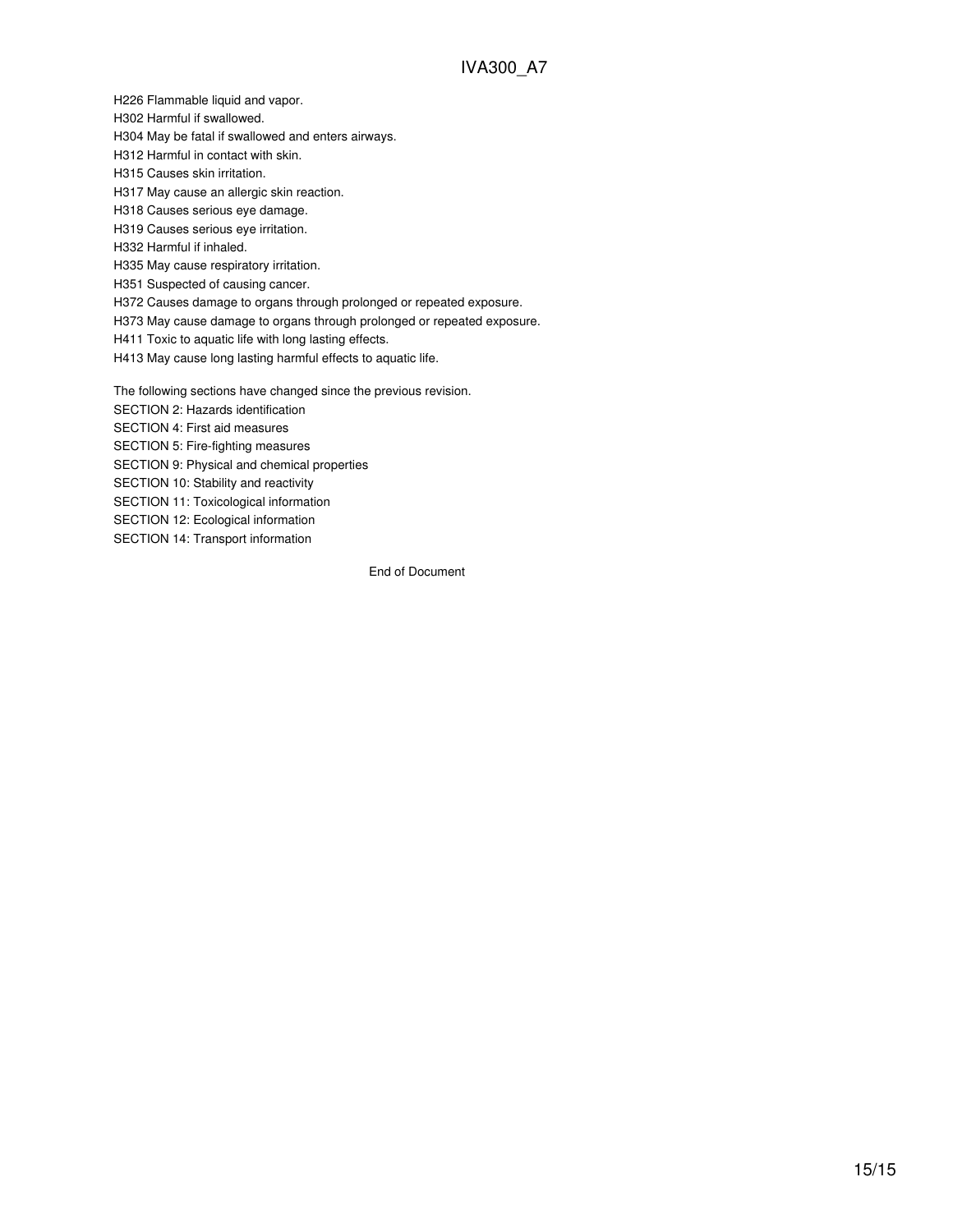H226 Flammable liquid and vapor.
H302 Harmful if swallowed.
H304 May be fatal if swallowed and enters airways.
H312 Harmful in contact with skin.
H315 Causes skin irritation.
H317 May cause an allergic skin reaction.
H318 Causes serious eye damage.
H319 Causes serious eye irritation.
H332 Harmful if inhaled.
H335 May cause respiratory irritation.
H351 Suspected of causing cancer.
H372 Causes damage to organs through prolonged or repeated exposure.
H373 May cause damage to organs through prolonged or repeated exposure.
H411 Toxic to aquatic life with long lasting effects.
H413 May cause long lasting harmful effects to aquatic life.

The following sections have changed since the previous revision.
SECTION 2: Hazards identification
SECTION 4: First aid measures
SECTION 5: Fire-fighting measures
SECTION 9: Physical and chemical properties
SECTION 10: Stability and reactivity
SECTION 11: Toxicological information
SECTION 12: Ecological information
SECTION 14: Transport information

End of Document